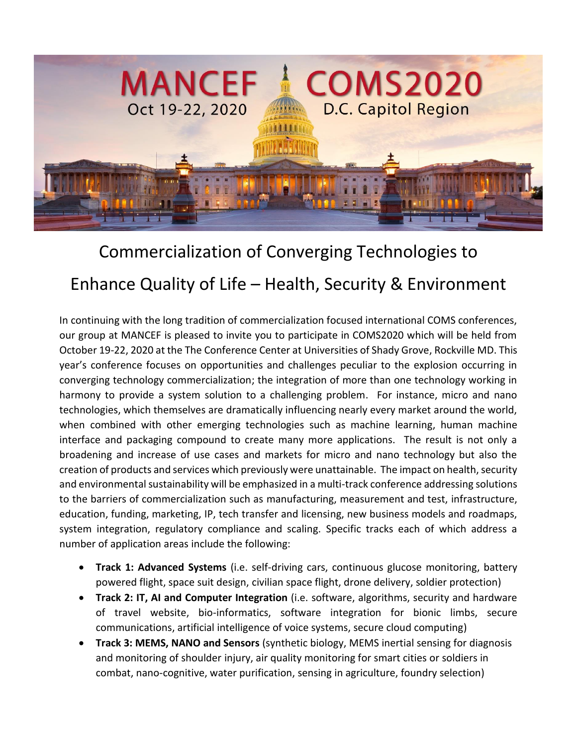MANCEF COMS2020

Oct 19-22, 2020 D.C. Capitol Region

# Commercialization of Converging Technologies to Enhance Quality of Life – Health, Security & Environment

In continuing with the long tradition of commercialization focused international COMS conferences, our group at MANCEF is pleased to invite you to participate in COMS2020 which will be held from October 19-22, 2020 at the The Conference Center at Universities of Shady Grove, Rockville MD. This year's conference focuses on opportunities and challenges peculiar to the explosion occurring in converging technology commercialization; the integration of more than one technology working in harmony to provide a system solution to a challenging problem. For instance, micro and nano technologies, which themselves are dramatically influencing nearly every market around the world, when combined with other emerging technologies such as machine learning, human machine interface and packaging compound to create many more applications. The result is not only a broadening and increase of use cases and markets for micro and nano technology but also the creation of products and services which previously were unattainable. The impact on health, security and environmental sustainability will be emphasized in a multi-track conference addressing solutions to the barriers of commercialization such as manufacturing, measurement and test, infrastructure, education, funding, marketing, IP, tech transfer and licensing, new business models and roadmaps, system integration, regulatory compliance and scaling. Specific tracks each of which address a number of application areas include the following:

- **Track 1: Advanced Systems** (i.e. self-driving cars, continuous glucose monitoring, battery powered flight, space suit design, civilian space flight, drone delivery, soldier protection)
- **Track 2: IT, AI and Computer Integration** (i.e. software, algorithms, security and hardware of travel website, bio-informatics, software integration for bionic limbs, secure communications, artificial intelligence of voice systems, secure cloud computing)
- **Track 3: MEMS, NANO and Sensors** (synthetic biology, MEMS inertial sensing for diagnosis and monitoring of shoulder injury, air quality monitoring for smart cities or soldiers in combat, nano-cognitive, water purification, sensing in agriculture, foundry selection)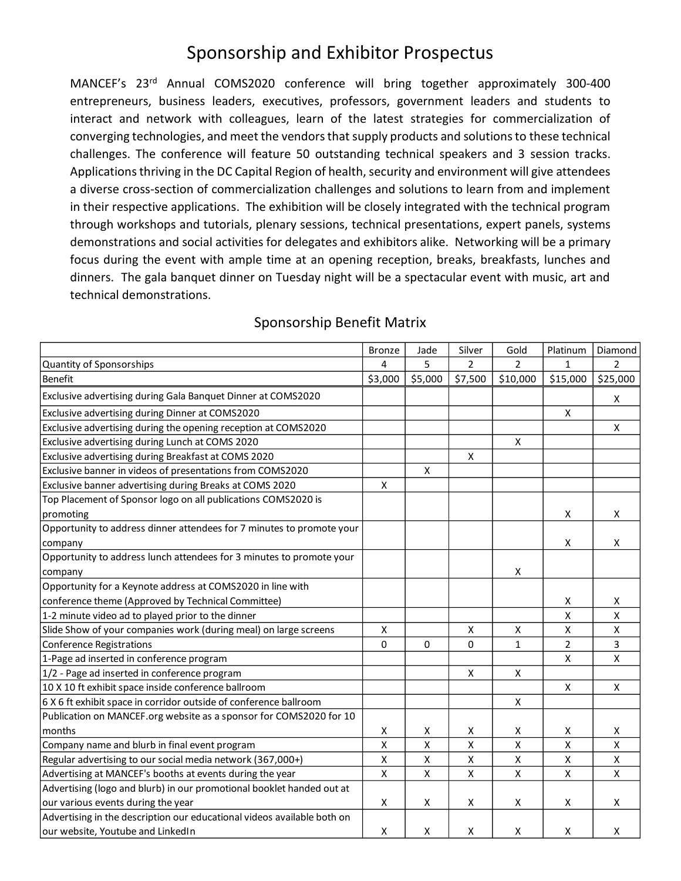# Sponsorship and Exhibitor Prospectus

MANCEF's 23rd Annual COMS2020 conference will bring together approximately 300-400 entrepreneurs, business leaders, executives, professors, government leaders and students to interact and network with colleagues, learn of the latest strategies for commercialization of converging technologies, and meet the vendors that supply products and solutions to these technical challenges. The conference will feature 50 outstanding technical speakers and 3 session tracks. Applications thriving in the DC Capital Region of health, security and environment will give attendees a diverse cross-section of commercialization challenges and solutions to learn from and implement in their respective applications. The exhibition will be closely integrated with the technical program through workshops and tutorials, plenary sessions, technical presentations, expert panels, systems demonstrations and social activities for delegates and exhibitors alike. Networking will be a primary focus during the event with ample time at an opening reception, breaks, breakfasts, lunches and dinners. The gala banquet dinner on Tuesday night will be a spectacular event with music, art and technical demonstrations.

## Sponsorship Benefit Matrix

| | Bronze | Jade | Silver | Gold | Platinum | Diamond |
|---|---|---|---|---|---|---|
| Quantity of Sponsorships | 4 | 5 | 2 | 2 | 1 | 2 |
| Benefit | $3,000 | $5,000 | $7,500 | $10,000 | $15,000 | $25,000 |
| Exclusive advertising during Gala Banquet Dinner at COMS2020 | | | | | | X |
| Exclusive advertising during Dinner at COMS2020 | | | | | X | |
| Exclusive advertising during the opening reception at COMS2020 | | | | | | X |
| Exclusive advertising during Lunch at COMS 2020 | | | | X | | |
| Exclusive advertising during Breakfast at COMS 2020 | | | X | | | |
| Exclusive banner in videos of presentations from COMS2020 | | X | | | | |
| Exclusive banner advertising during Breaks at COMS 2020 | X | | | | | |
| Top Placement of Sponsor logo on all publications COMS2020 is promoting | | | | | X | X |
| Opportunity to address dinner attendees for 7 minutes to promote your company | | | | | X | X |
| Opportunity to address lunch attendees for 3 minutes to promote your company | | | | X | | |
| Opportunity for a Keynote address at COMS2020 in line with conference theme (Approved by Technical Committee) | | | | | X | X |
| 1-2 minute video ad to played prior to the dinner | | | | | X | X |
| Slide Show of your companies work (during meal) on large screens | X | | X | X | X | X |
| Conference Registrations | 0 | 0 | 0 | 1 | 2 | 3 |
| 1-Page ad inserted in conference program | | | | | X | X |
| 1/2 - Page ad inserted in conference program | | | X | X | | |
| 10 X 10 ft exhibit space inside conference ballroom | | | | | X | X |
| 6 X 6 ft exhibit space in corridor outside of conference ballroom | | | | X | | |
| Publication on MANCEF.org website as a sponsor for COMS2020 for 10 months | X | X | X | X | X | X |
| Company name and blurb in final event program | X | X | X | X | X | X |
| Regular advertising to our social media network (367,000+) | X | X | X | X | X | X |
| Advertising at MANCEF's booths at events during the year | X | X | X | X | X | X |
| Advertising (logo and blurb) in our promotional booklet handed out at our various events during the year | X | X | X | X | X | X |
| Advertising in the description our educational videos available both on our website, Youtube and LinkedIn | X | X | X | X | X | X |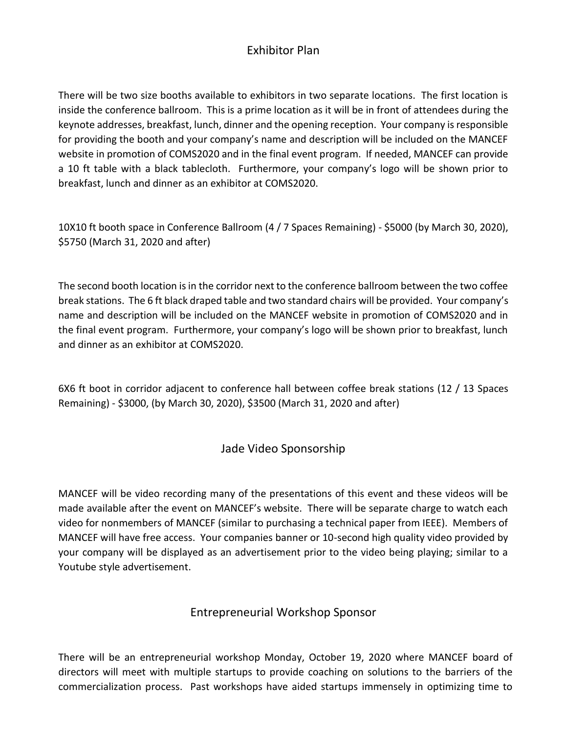## Exhibitor Plan

There will be two size booths available to exhibitors in two separate locations. The first location is inside the conference ballroom. This is a prime location as it will be in front of attendees during the keynote addresses, breakfast, lunch, dinner and the opening reception. Your company is responsible for providing the booth and your company's name and description will be included on the MANCEF website in promotion of COMS2020 and in the final event program. If needed, MANCEF can provide a 10 ft table with a black tablecloth. Furthermore, your company's logo will be shown prior to breakfast, lunch and dinner as an exhibitor at COMS2020.

10X10 ft booth space in Conference Ballroom (4 / 7 Spaces Remaining) - $5000 (by March 30, 2020), $5750 (March 31, 2020 and after)

The second booth location is in the corridor next to the conference ballroom between the two coffee break stations. The 6 ft black draped table and two standard chairs will be provided. Your company's name and description will be included on the MANCEF website in promotion of COMS2020 and in the final event program. Furthermore, your company's logo will be shown prior to breakfast, lunch and dinner as an exhibitor at COMS2020.

6X6 ft boot in corridor adjacent to conference hall between coffee break stations (12 / 13 Spaces Remaining) - $3000, (by March 30, 2020), $3500 (March 31, 2020 and after)

## Jade Video Sponsorship

MANCEF will be video recording many of the presentations of this event and these videos will be made available after the event on MANCEF's website. There will be separate charge to watch each video for nonmembers of MANCEF (similar to purchasing a technical paper from IEEE). Members of MANCEF will have free access. Your companies banner or 10-second high quality video provided by your company will be displayed as an advertisement prior to the video being playing; similar to a Youtube style advertisement.

## Entrepreneurial Workshop Sponsor

There will be an entrepreneurial workshop Monday, October 19, 2020 where MANCEF board of directors will meet with multiple startups to provide coaching on solutions to the barriers of the commercialization process. Past workshops have aided startups immensely in optimizing time to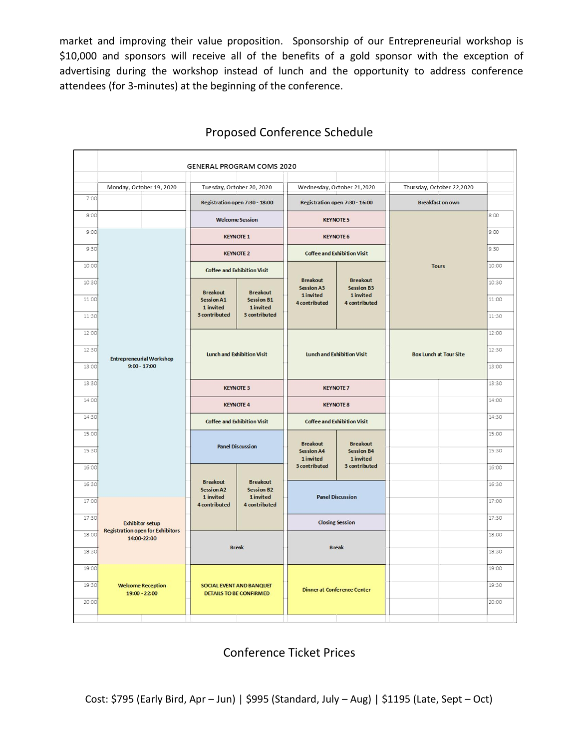market and improving their value proposition. Sponsorship of our Entrepreneurial workshop is $10,000 and sponsors will receive all of the benefits of a gold sponsor with the exception of advertising during the workshop instead of lunch and the opportunity to address conference attendees (for 3-minutes) at the beginning of the conference.

## Proposed Conference Schedule

**GENERAL PROGRAM COMS 2020**

| Time | Monday, October 19, 2020 | Tuesday, October 20, 2020 | | Wednesday, October 21, 2020 | | Thursday, October 22, 2020 |
|---|---|---|---|---|---|---|
| 7:00 | | Registration open 7:30 - 18:00 | | Registration open 7:30 - 16:00 | | Breakfast on own |
| 8:00 | | Welcome Session | | KEYNOTE 5 | | Tours |
| 9:00 | Entrepreneurial Workshop 9:00 - 17:00 | KEYNOTE 1 | | KEYNOTE 6 | | |
| 9:30 | | KEYNOTE 2 | | Coffee and Exhibition Visit | | |
| 10:00 | | Coffee and Exhibition Visit | | Breakout Session A3 1 invited 4 contributed | Breakout Session B3 1 invited 4 contributed | |
| 10:30 | | Breakout Session A1 1 invited 3 contributed | Breakout Session B1 1 invited 3 contributed | | | |
| 11:00 | | | | | | |
| 11:30 | | | | | | |
| 12:00 | | Lunch and Exhibition Visit | | Lunch and Exhibition Visit | | Box Lunch at Tour Site |
| 12:30 | | | | | | |
| 13:00 | | | | | | |
| 13:30 | | KEYNOTE 3 | | KEYNOTE 7 | | |
| 14:00 | | KEYNOTE 4 | | KEYNOTE 8 | | |
| 14:30 | | Coffee and Exhibition Visit | | Coffee and Exhibition Visit | | |
| 15:00 | | Panel Discussion | | Breakout Session A4 1 invited 3 contributed | Breakout Session B4 1 invited 3 contributed | |
| 15:30 | | | | | | |
| 16:00 | | Breakout Session A2 1 invited 4 contributed | Breakout Session B2 1 invited 4 contributed | | | |
| 16:30 | | | | Panel Discussion | | |
| 17:00 | Exhibitor setup Registration open for Exhibitors 14:00-22:00 | | | | | |
| 17:30 | | | | Closing Session | | |
| 18:00 | | Break | | Break | | |
| 18:30 | | | | | | |
| 19:00 | Welcome Reception 19:00 - 22:00 | SOCIAL EVENT AND BANQUET DETAILS TO BE CONFIRMED | | Dinner at Conference Center | | |
| 19:30 | | | | | | |
| 20:00 | | | | | | |

## Conference Ticket Prices

Cost: $795 (Early Bird, Apr – Jun) | $995 (Standard, July – Aug) | $1195 (Late, Sept – Oct)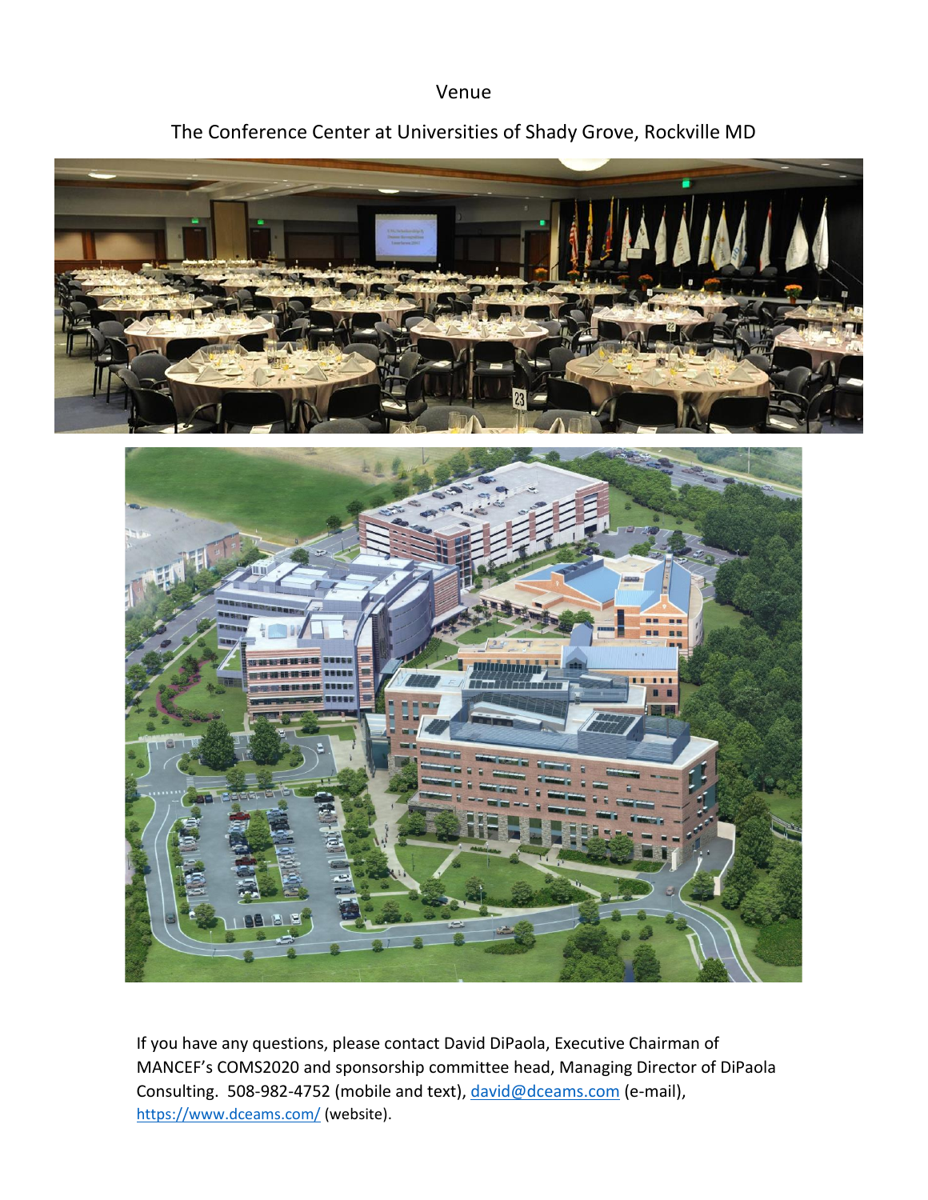Venue

The Conference Center at Universities of Shady Grove, Rockville MD

If you have any questions, please contact David DiPaola, Executive Chairman of MANCEF's COMS2020 and sponsorship committee head, Managing Director of DiPaola Consulting. 508-982-4752 (mobile and text), david@dceams.com (e-mail), https://www.dceams.com/ (website).